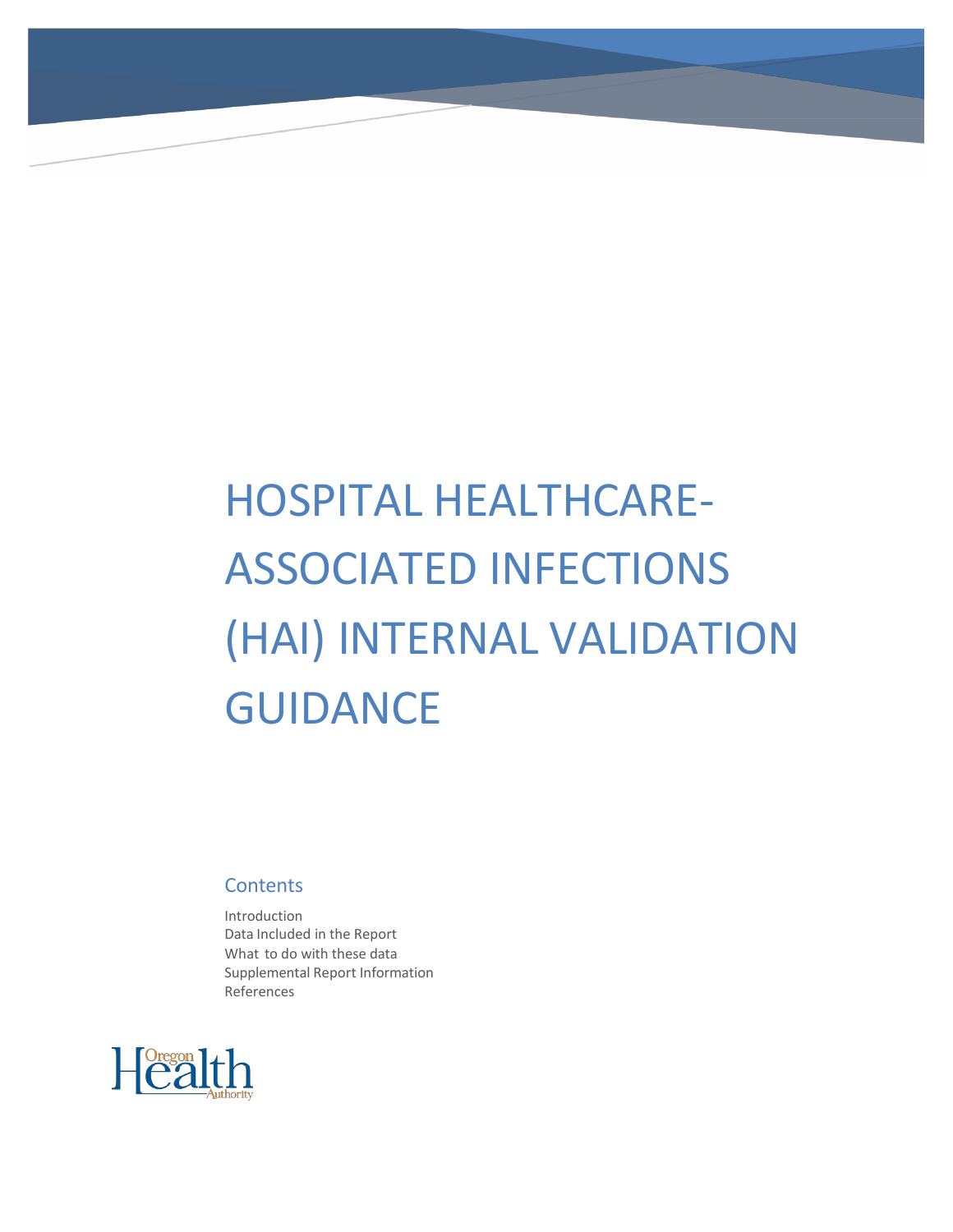# HOSPITAL HEALTHCARE-ASSOCIATED INFECTIONS (HAI) INTERNAL VALIDATION GUIDANCE

## Contents

Introduction
Data Included in the Report
What to do with these data
Supplemental Report Information
References

Oregon Health Authority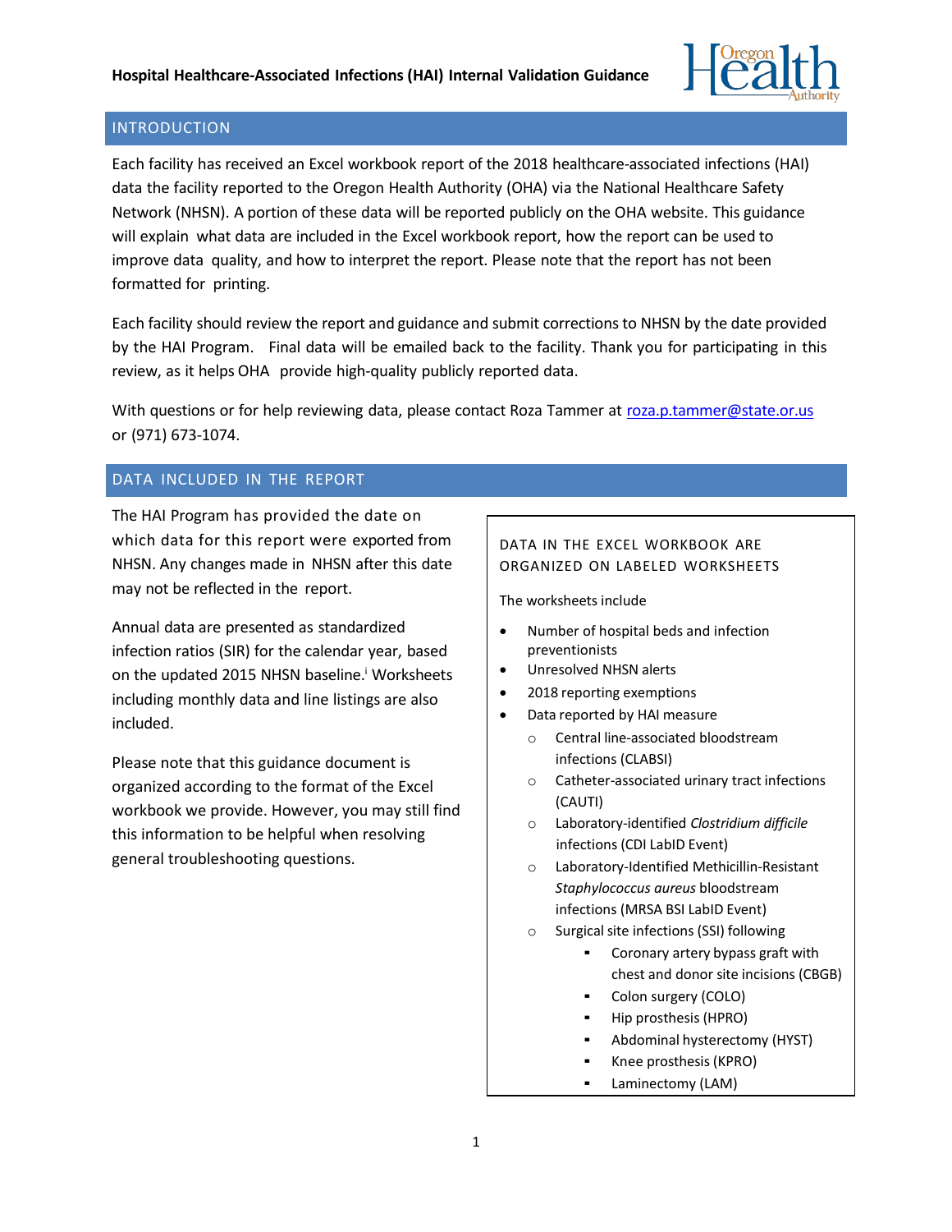# Hospital Healthcare-Associated Infections (HAI) Internal Validation Guidance

## INTRODUCTION

Each facility has received an Excel workbook report of the 2018 healthcare-associated infections (HAI) data the facility reported to the Oregon Health Authority (OHA) via the National Healthcare Safety Network (NHSN). A portion of these data will be reported publicly on the OHA website. This guidance will explain what data are included in the Excel workbook report, how the report can be used to improve data quality, and how to interpret the report. Please note that the report has not been formatted for printing.

Each facility should review the report and guidance and submit corrections to NHSN by the date provided by the HAI Program. Final data will be emailed back to the facility. Thank you for participating in this review, as it helps OHA provide high-quality publicly reported data.

With questions or for help reviewing data, please contact Roza Tammer at roza.p.tammer@state.or.us or (971) 673-1074.

## DATA INCLUDED IN THE REPORT

The HAI Program has provided the date on which data for this report were exported from NHSN. Any changes made in NHSN after this date may not be reflected in the report.

Annual data are presented as standardized infection ratios (SIR) for the calendar year, based on the updated 2015 NHSN baseline.[i] Worksheets including monthly data and line listings are also included.

Please note that this guidance document is organized according to the format of the Excel workbook we provide. However, you may still find this information to be helpful when resolving general troubleshooting questions.

### DATA IN THE EXCEL WORKBOOK ARE ORGANIZED ON LABELED WORKSHEETS

The worksheets include

- Number of hospital beds and infection preventionists
- Unresolved NHSN alerts
- 2018 reporting exemptions
- Data reported by HAI measure
  - Central line-associated bloodstream infections (CLABSI)
  - Catheter-associated urinary tract infections (CAUTI)
  - Laboratory-identified *Clostridium difficile* infections (CDI LabID Event)
  - Laboratory-Identified Methicillin-Resistant *Staphylococcus aureus* bloodstream infections (MRSA BSI LabID Event)
  - Surgical site infections (SSI) following
    - Coronary artery bypass graft with chest and donor site incisions (CBGB)
    - Colon surgery (COLO)
    - Hip prosthesis (HPRO)
    - Abdominal hysterectomy (HYST)
    - Knee prosthesis (KPRO)
    - Laminectomy (LAM)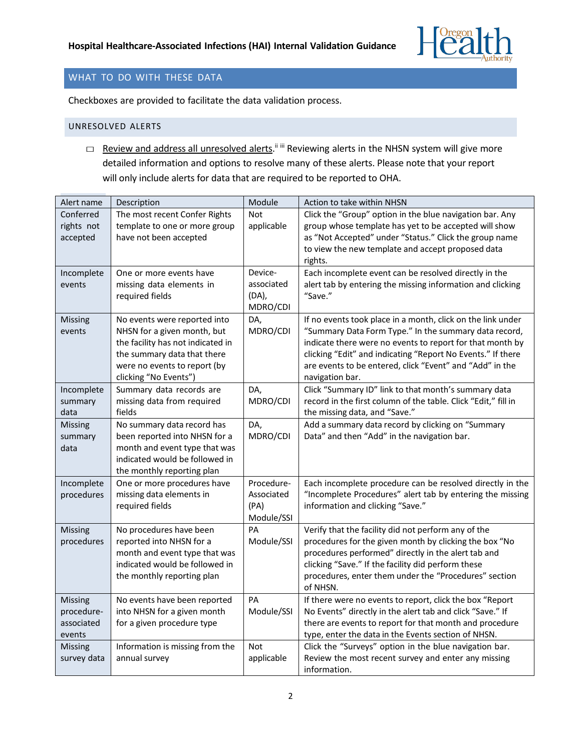## WHAT TO DO WITH THESE DATA

Checkboxes are provided to facilitate the data validation process.

### UNRESOLVED ALERTS

- ☐ Review and address all unresolved alerts.[ii iii] Reviewing alerts in the NHSN system will give more detailed information and options to resolve many of these alerts. Please note that your report will only include alerts for data that are required to be reported to OHA.

| Alert name | Description | Module | Action to take within NHSN |
|---|---|---|---|
| Conferred rights not accepted | The most recent Confer Rights template to one or more group have not been accepted | Not applicable | Click the "Group" option in the blue navigation bar. Any group whose template has yet to be accepted will show as "Not Accepted" under "Status." Click the group name to view the new template and accept proposed data rights. |
| Incomplete events | One or more events have missing data elements in required fields | Device-associated (DA), MDRO/CDI | Each incomplete event can be resolved directly in the alert tab by entering the missing information and clicking "Save." |
| Missing events | No events were reported into NHSN for a given month, but the facility has not indicated in the summary data that there were no events to report (by clicking "No Events") | DA, MDRO/CDI | If no events took place in a month, click on the link under "Summary Data Form Type." In the summary data record, indicate there were no events to report for that month by clicking "Edit" and indicating "Report No Events." If there are events to be entered, click "Event" and "Add" in the navigation bar. |
| Incomplete summary data | Summary data records are missing data from required fields | DA, MDRO/CDI | Click "Summary ID" link to that month's summary data record in the first column of the table. Click "Edit," fill in the missing data, and "Save." |
| Missing summary data | No summary data record has been reported into NHSN for a month and event type that was indicated would be followed in the monthly reporting plan | DA, MDRO/CDI | Add a summary data record by clicking on "Summary Data" and then "Add" in the navigation bar. |
| Incomplete procedures | One or more procedures have missing data elements in required fields | Procedure-Associated (PA) Module/SSI | Each incomplete procedure can be resolved directly in the "Incomplete Procedures" alert tab by entering the missing information and clicking "Save." |
| Missing procedures | No procedures have been reported into NHSN for a month and event type that was indicated would be followed in the monthly reporting plan | PA Module/SSI | Verify that the facility did not perform any of the procedures for the given month by clicking the box "No procedures performed" directly in the alert tab and clicking "Save." If the facility did perform these procedures, enter them under the "Procedures" section of NHSN. |
| Missing procedure-associated events | No events have been reported into NHSN for a given month for a given procedure type | PA Module/SSI | If there were no events to report, click the box "Report No Events" directly in the alert tab and click "Save." If there are events to report for that month and procedure type, enter the data in the Events section of NHSN. |
| Missing survey data | Information is missing from the annual survey | Not applicable | Click the "Surveys" option in the blue navigation bar. Review the most recent survey and enter any missing information. |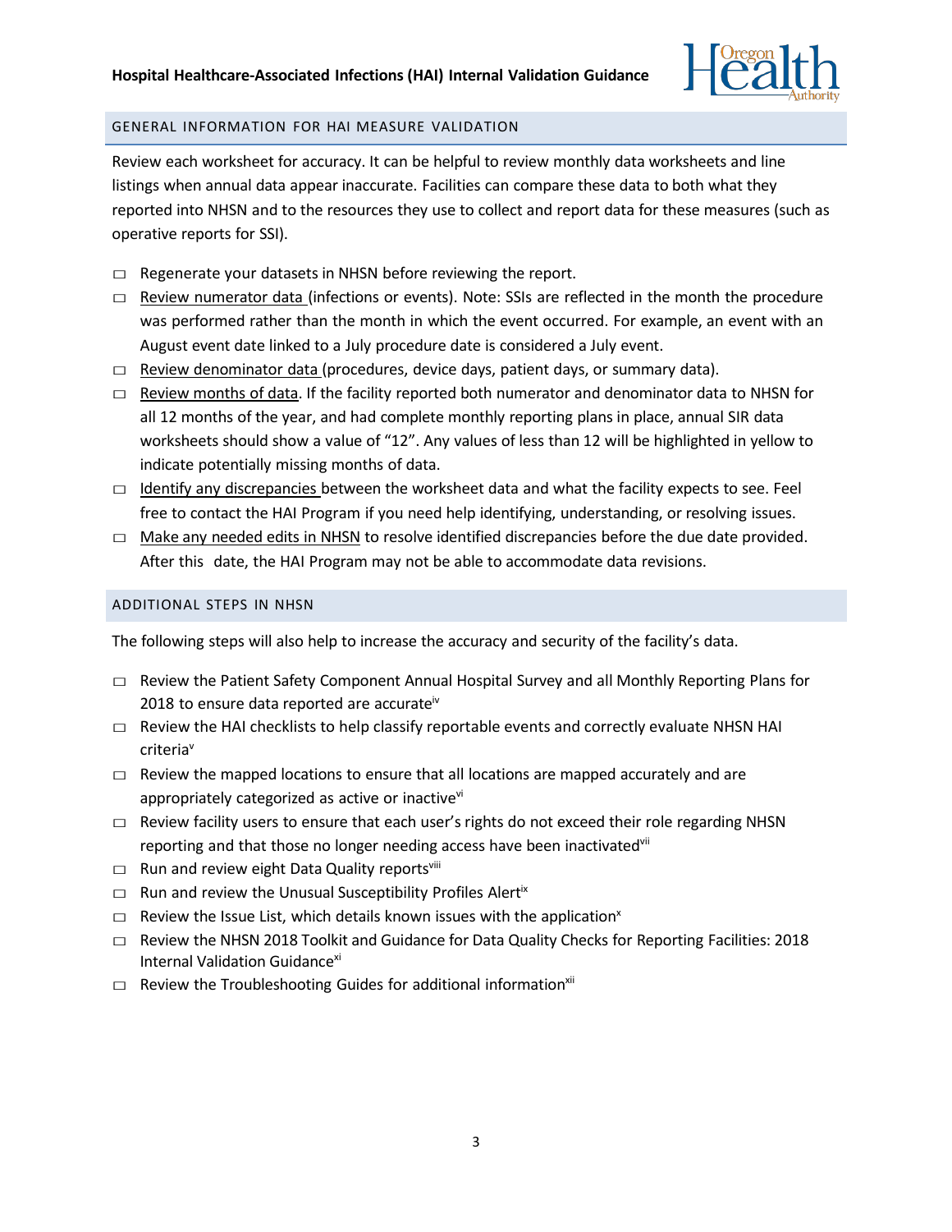## GENERAL INFORMATION FOR HAI MEASURE VALIDATION

Review each worksheet for accuracy. It can be helpful to review monthly data worksheets and line listings when annual data appear inaccurate. Facilities can compare these data to both what they reported into NHSN and to the resources they use to collect and report data for these measures (such as operative reports for SSI).

- ☐ Regenerate your datasets in NHSN before reviewing the report.
- ☐ Review numerator data (infections or events). Note: SSIs are reflected in the month the procedure was performed rather than the month in which the event occurred. For example, an event with an August event date linked to a July procedure date is considered a July event.
- ☐ Review denominator data (procedures, device days, patient days, or summary data).
- ☐ Review months of data. If the facility reported both numerator and denominator data to NHSN for all 12 months of the year, and had complete monthly reporting plans in place, annual SIR data worksheets should show a value of "12". Any values of less than 12 will be highlighted in yellow to indicate potentially missing months of data.
- ☐ Identify any discrepancies between the worksheet data and what the facility expects to see. Feel free to contact the HAI Program if you need help identifying, understanding, or resolving issues.
- ☐ Make any needed edits in NHSN to resolve identified discrepancies before the due date provided. After this date, the HAI Program may not be able to accommodate data revisions.

## ADDITIONAL STEPS IN NHSN

The following steps will also help to increase the accuracy and security of the facility's data.

- ☐ Review the Patient Safety Component Annual Hospital Survey and all Monthly Reporting Plans for 2018 to ensure data reported are accurate[iv]
- ☐ Review the HAI checklists to help classify reportable events and correctly evaluate NHSN HAI criteria[v]
- ☐ Review the mapped locations to ensure that all locations are mapped accurately and are appropriately categorized as active or inactive[vi]
- ☐ Review facility users to ensure that each user's rights do not exceed their role regarding NHSN reporting and that those no longer needing access have been inactivated[vii]
- ☐ Run and review eight Data Quality reports[viii]
- ☐ Run and review the Unusual Susceptibility Profiles Alert[ix]
- ☐ Review the Issue List, which details known issues with the application[x]
- ☐ Review the NHSN 2018 Toolkit and Guidance for Data Quality Checks for Reporting Facilities: 2018 Internal Validation Guidance[xi]
- ☐ Review the Troubleshooting Guides for additional information[xii]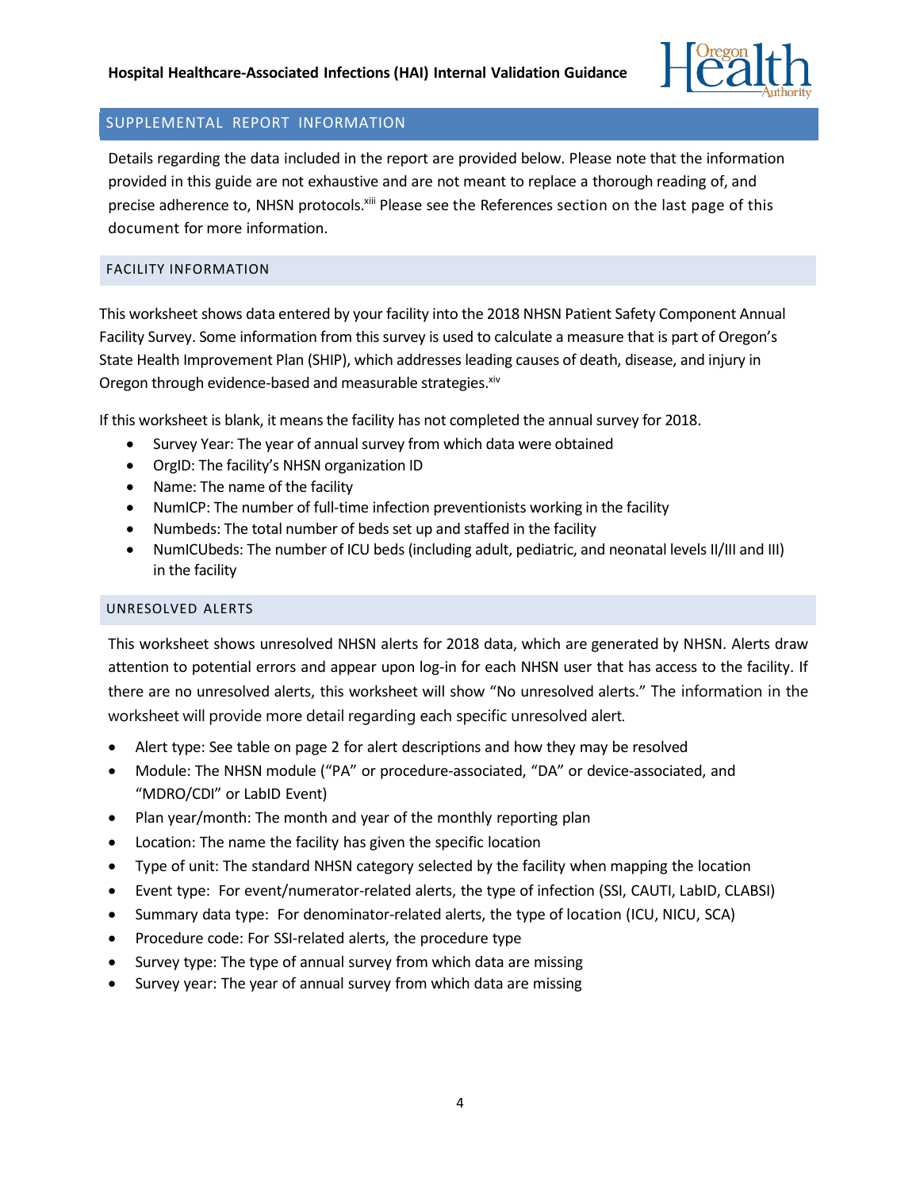## SUPPLEMENTAL REPORT INFORMATION

Details regarding the data included in the report are provided below. Please note that the information provided in this guide are not exhaustive and are not meant to replace a thorough reading of, and precise adherence to, NHSN protocols.[xiii] Please see the References section on the last page of this document for more information.

### FACILITY INFORMATION

This worksheet shows data entered by your facility into the 2018 NHSN Patient Safety Component Annual Facility Survey. Some information from this survey is used to calculate a measure that is part of Oregon's State Health Improvement Plan (SHIP), which addresses leading causes of death, disease, and injury in Oregon through evidence-based and measurable strategies.[xiv]

If this worksheet is blank, it means the facility has not completed the annual survey for 2018.

- Survey Year: The year of annual survey from which data were obtained
- OrgID: The facility's NHSN organization ID
- Name: The name of the facility
- NumICP: The number of full-time infection preventionists working in the facility
- Numbeds: The total number of beds set up and staffed in the facility
- NumICUbeds: The number of ICU beds (including adult, pediatric, and neonatal levels II/III and III) in the facility

### UNRESOLVED ALERTS

This worksheet shows unresolved NHSN alerts for 2018 data, which are generated by NHSN. Alerts draw attention to potential errors and appear upon log-in for each NHSN user that has access to the facility. If there are no unresolved alerts, this worksheet will show "No unresolved alerts." The information in the worksheet will provide more detail regarding each specific unresolved alert.

- Alert type: See table on page 2 for alert descriptions and how they may be resolved
- Module: The NHSN module ("PA" or procedure-associated, "DA" or device-associated, and "MDRO/CDI" or LabID Event)
- Plan year/month: The month and year of the monthly reporting plan
- Location: The name the facility has given the specific location
- Type of unit: The standard NHSN category selected by the facility when mapping the location
- Event type: For event/numerator-related alerts, the type of infection (SSI, CAUTI, LabID, CLABSI)
- Summary data type: For denominator-related alerts, the type of location (ICU, NICU, SCA)
- Procedure code: For SSI-related alerts, the procedure type
- Survey type: The type of annual survey from which data are missing
- Survey year: The year of annual survey from which data are missing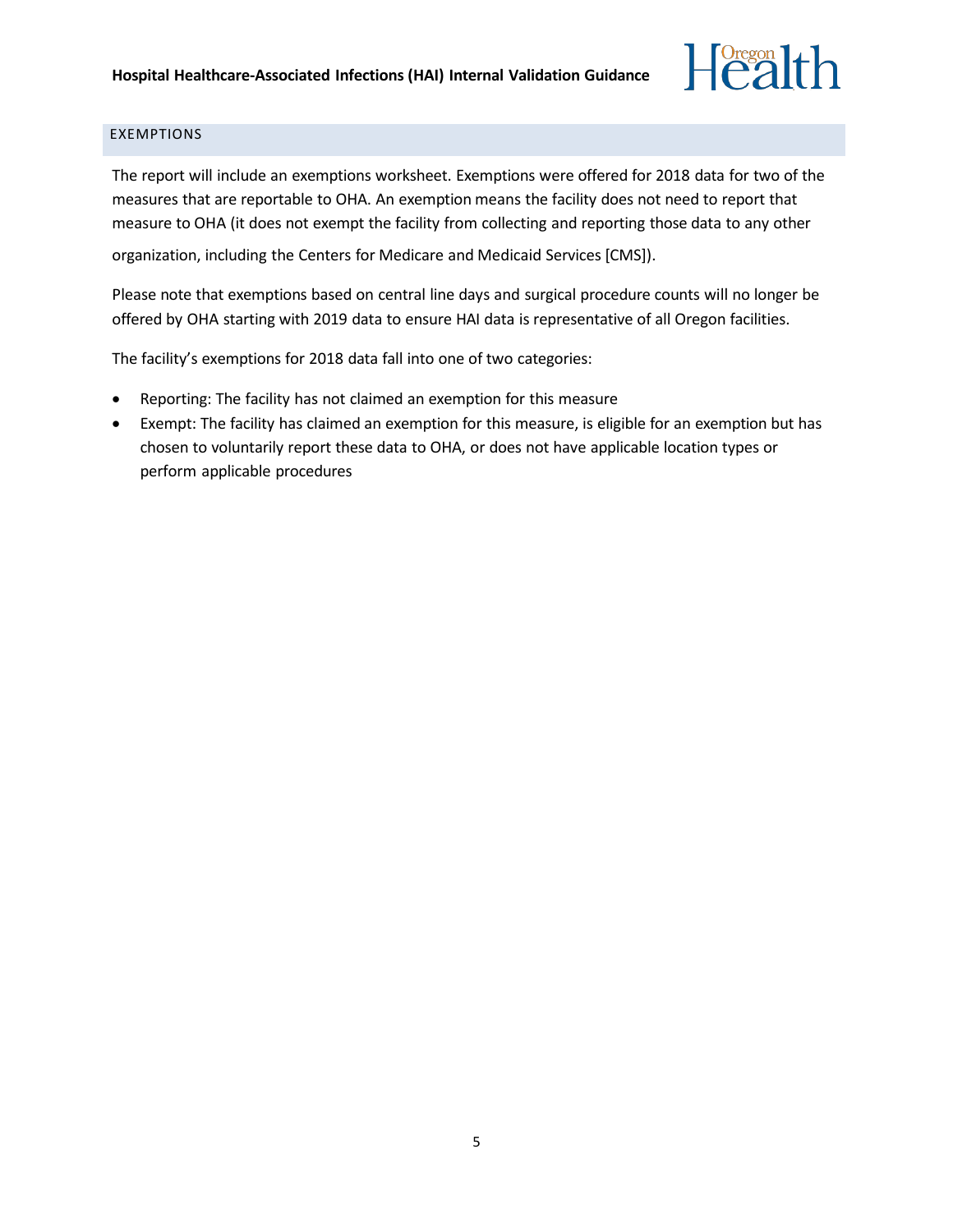## EXEMPTIONS

The report will include an exemptions worksheet. Exemptions were offered for 2018 data for two of the measures that are reportable to OHA. An exemption means the facility does not need to report that measure to OHA (it does not exempt the facility from collecting and reporting those data to any other organization, including the Centers for Medicare and Medicaid Services [CMS]).

Please note that exemptions based on central line days and surgical procedure counts will no longer be offered by OHA starting with 2019 data to ensure HAI data is representative of all Oregon facilities.

The facility's exemptions for 2018 data fall into one of two categories:

- Reporting: The facility has not claimed an exemption for this measure
- Exempt: The facility has claimed an exemption for this measure, is eligible for an exemption but has chosen to voluntarily report these data to OHA, or does not have applicable location types or perform applicable procedures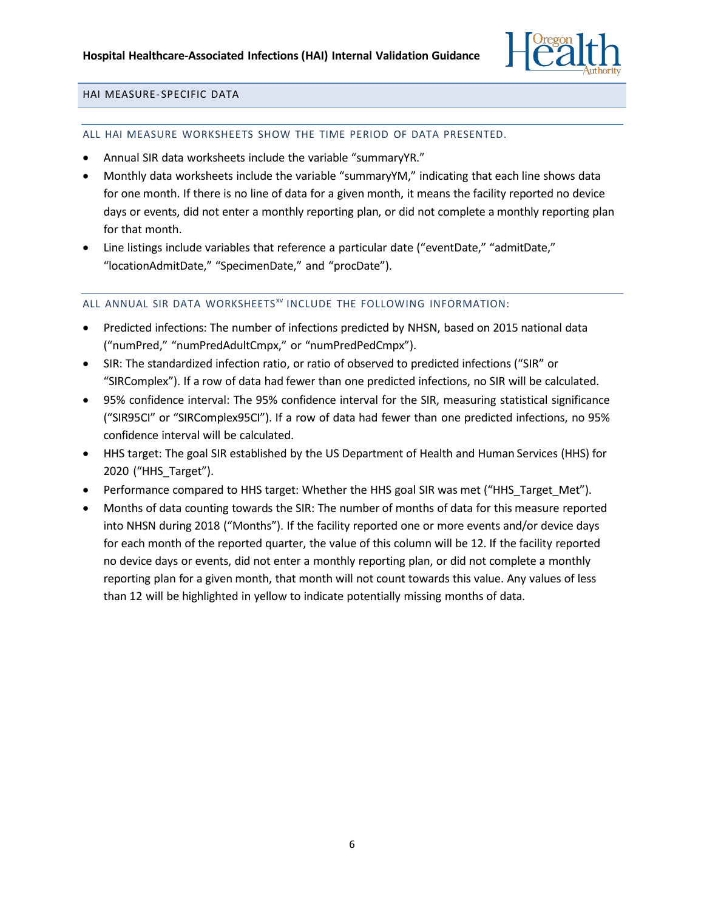## HAI MEASURE-SPECIFIC DATA

### ALL HAI MEASURE WORKSHEETS SHOW THE TIME PERIOD OF DATA PRESENTED.

- Annual SIR data worksheets include the variable "summaryYR."
- Monthly data worksheets include the variable "summaryYM," indicating that each line shows data for one month. If there is no line of data for a given month, it means the facility reported no device days or events, did not enter a monthly reporting plan, or did not complete a monthly reporting plan for that month.
- Line listings include variables that reference a particular date ("eventDate," "admitDate," "locationAdmitDate," "SpecimenDate," and "procDate").

### ALL ANNUAL SIR DATA WORKSHEETS[xv] INCLUDE THE FOLLOWING INFORMATION:

- Predicted infections: The number of infections predicted by NHSN, based on 2015 national data ("numPred," "numPredAdultCmpx," or "numPredPedCmpx").
- SIR: The standardized infection ratio, or ratio of observed to predicted infections ("SIR" or "SIRComplex"). If a row of data had fewer than one predicted infections, no SIR will be calculated.
- 95% confidence interval: The 95% confidence interval for the SIR, measuring statistical significance ("SIR95CI" or "SIRComplex95CI"). If a row of data had fewer than one predicted infections, no 95% confidence interval will be calculated.
- HHS target: The goal SIR established by the US Department of Health and Human Services (HHS) for 2020 ("HHS_Target").
- Performance compared to HHS target: Whether the HHS goal SIR was met ("HHS_Target_Met").
- Months of data counting towards the SIR: The number of months of data for this measure reported into NHSN during 2018 ("Months"). If the facility reported one or more events and/or device days for each month of the reported quarter, the value of this column will be 12. If the facility reported no device days or events, did not enter a monthly reporting plan, or did not complete a monthly reporting plan for a given month, that month will not count towards this value. Any values of less than 12 will be highlighted in yellow to indicate potentially missing months of data.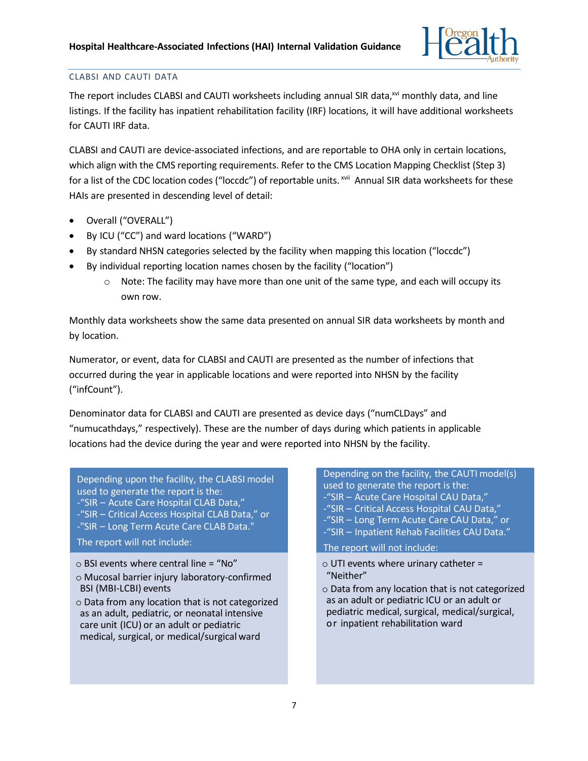## CLABSI AND CAUTI DATA

The report includes CLABSI and CAUTI worksheets including annual SIR data,[xvi] monthly data, and line listings. If the facility has inpatient rehabilitation facility (IRF) locations, it will have additional worksheets for CAUTI IRF data.

CLABSI and CAUTI are device-associated infections, and are reportable to OHA only in certain locations, which align with the CMS reporting requirements. Refer to the CMS Location Mapping Checklist (Step 3) for a list of the CDC location codes ("loccdc") of reportable units. [xvii] Annual SIR data worksheets for these HAIs are presented in descending level of detail:

- Overall ("OVERALL")
- By ICU ("CC") and ward locations ("WARD")
- By standard NHSN categories selected by the facility when mapping this location ("loccdc")
- By individual reporting location names chosen by the facility ("location")
    - Note: The facility may have more than one unit of the same type, and each will occupy its own row.

Monthly data worksheets show the same data presented on annual SIR data worksheets by month and by location.

Numerator, or event, data for CLABSI and CAUTI are presented as the number of infections that occurred during the year in applicable locations and were reported into NHSN by the facility ("infCount").

Denominator data for CLABSI and CAUTI are presented as device days ("numCLDays" and "numucathdays," respectively). These are the number of days during which patients in applicable locations had the device during the year and were reported into NHSN by the facility.

Depending upon the facility, the CLABSI model used to generate the report is the:
-"SIR – Acute Care Hospital CLAB Data,"
-"SIR – Critical Access Hospital CLAB Data," or
-"SIR – Long Term Acute Care CLAB Data."

The report will not include:

- BSI events where central line = "No"
- Mucosal barrier injury laboratory-confirmed BSI (MBI-LCBI) events
- Data from any location that is not categorized as an adult, pediatric, or neonatal intensive care unit (ICU) or an adult or pediatric medical, surgical, or medical/surgical ward

Depending on the facility, the CAUTI model(s) used to generate the report is the:
-"SIR – Acute Care Hospital CAU Data,"
-"SIR – Critical Access Hospital CAU Data,"
-"SIR – Long Term Acute Care CAU Data," or
-"SIR – Inpatient Rehab Facilities CAU Data."

The report will not include:

- UTI events where urinary catheter = "Neither"
- Data from any location that is not categorized as an adult or pediatric ICU or an adult or pediatric medical, surgical, medical/surgical, or inpatient rehabilitation ward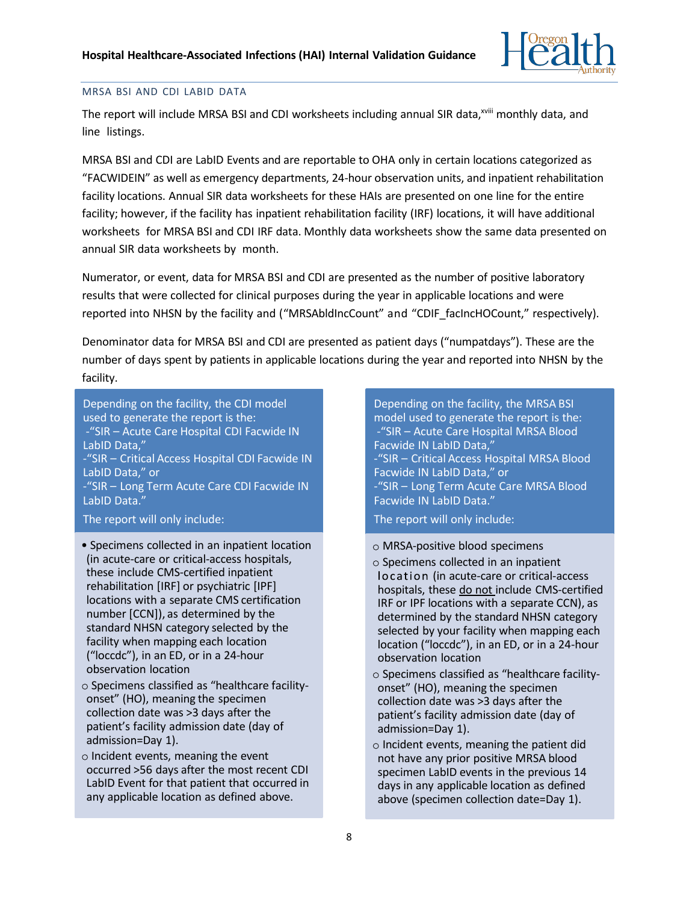## MRSA BSI AND CDI LABID DATA

The report will include MRSA BSI and CDI worksheets including annual SIR data,[xviii] monthly data, and line listings.

MRSA BSI and CDI are LabID Events and are reportable to OHA only in certain locations categorized as "FACWIDEIN" as well as emergency departments, 24-hour observation units, and inpatient rehabilitation facility locations. Annual SIR data worksheets for these HAIs are presented on one line for the entire facility; however, if the facility has inpatient rehabilitation facility (IRF) locations, it will have additional worksheets for MRSA BSI and CDI IRF data. Monthly data worksheets show the same data presented on annual SIR data worksheets by month.

Numerator, or event, data for MRSA BSI and CDI are presented as the number of positive laboratory results that were collected for clinical purposes during the year in applicable locations and were reported into NHSN by the facility and ("MRSAbldIncCount" and "CDIF_facIncHOCount," respectively).

Denominator data for MRSA BSI and CDI are presented as patient days ("numpatdays"). These are the number of days spent by patients in applicable locations during the year and reported into NHSN by the facility.

Depending on the facility, the CDI model used to generate the report is the:
-"SIR – Acute Care Hospital CDI Facwide IN LabID Data,"
-"SIR – Critical Access Hospital CDI Facwide IN LabID Data," or
-"SIR – Long Term Acute Care CDI Facwide IN LabID Data."

The report will only include:

- Specimens collected in an inpatient location (in acute-care or critical-access hospitals, these include CMS-certified inpatient rehabilitation [IRF] or psychiatric [IPF] locations with a separate CMS certification number [CCN]), as determined by the standard NHSN category selected by the facility when mapping each location ("loccdc"), in an ED, or in a 24-hour observation location
- Specimens classified as "healthcare facility-onset" (HO), meaning the specimen collection date was >3 days after the patient's facility admission date (day of admission=Day 1).
- Incident events, meaning the event occurred >56 days after the most recent CDI LabID Event for that patient that occurred in any applicable location as defined above.

Depending on the facility, the MRSA BSI model used to generate the report is the:
-"SIR – Acute Care Hospital MRSA Blood Facwide IN LabID Data,"
-"SIR – Critical Access Hospital MRSA Blood Facwide IN LabID Data," or
-"SIR – Long Term Acute Care MRSA Blood Facwide IN LabID Data."

The report will only include:

- MRSA-positive blood specimens
- Specimens collected in an inpatient location (in acute-care or critical-access hospitals, these do not include CMS-certified IRF or IPF locations with a separate CCN), as determined by the standard NHSN category selected by your facility when mapping each location ("loccdc"), in an ED, or in a 24-hour observation location
- Specimens classified as "healthcare facility-onset" (HO), meaning the specimen collection date was >3 days after the patient's facility admission date (day of admission=Day 1).
- Incident events, meaning the patient did not have any prior positive MRSA blood specimen LabID events in the previous 14 days in any applicable location as defined above (specimen collection date=Day 1).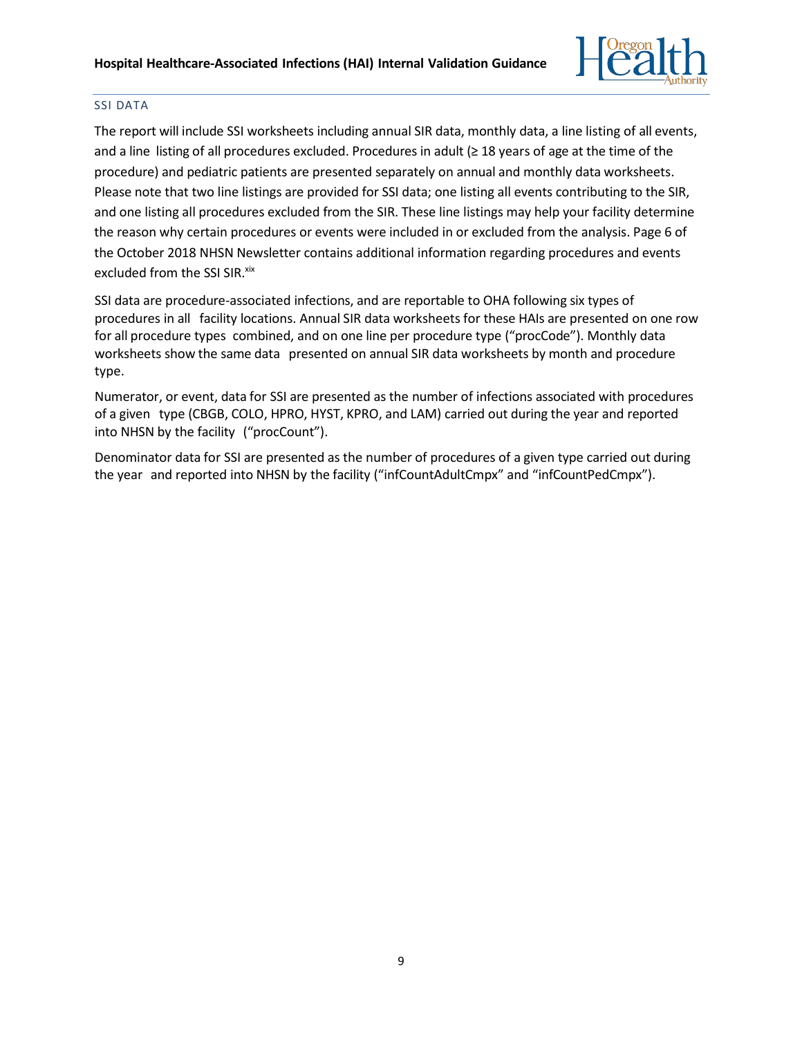### SSI DATA

The report will include SSI worksheets including annual SIR data, monthly data, a line listing of all events, and a line listing of all procedures excluded. Procedures in adult (≥ 18 years of age at the time of the procedure) and pediatric patients are presented separately on annual and monthly data worksheets. Please note that two line listings are provided for SSI data; one listing all events contributing to the SIR, and one listing all procedures excluded from the SIR. These line listings may help your facility determine the reason why certain procedures or events were included in or excluded from the analysis. Page 6 of the October 2018 NHSN Newsletter contains additional information regarding procedures and events excluded from the SSI SIR.[xix]

SSI data are procedure-associated infections, and are reportable to OHA following six types of procedures in all facility locations. Annual SIR data worksheets for these HAIs are presented on one row for all procedure types combined, and on one line per procedure type ("procCode"). Monthly data worksheets show the same data presented on annual SIR data worksheets by month and procedure type.

Numerator, or event, data for SSI are presented as the number of infections associated with procedures of a given type (CBGB, COLO, HPRO, HYST, KPRO, and LAM) carried out during the year and reported into NHSN by the facility ("procCount").

Denominator data for SSI are presented as the number of procedures of a given type carried out during the year and reported into NHSN by the facility ("infCountAdultCmpx" and "infCountPedCmpx").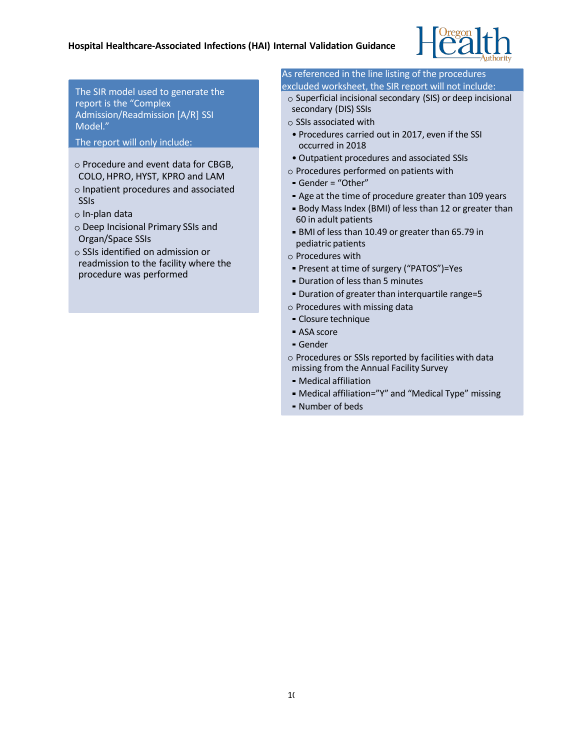The SIR model used to generate the report is the "Complex Admission/Readmission [A/R] SSI Model."

The report will only include:

- Procedure and event data for CBGB, COLO, HPRO, HYST, KPRO and LAM
- Inpatient procedures and associated SSIs
- In-plan data
- Deep Incisional Primary SSIs and Organ/Space SSIs
- SSIs identified on admission or readmission to the facility where the procedure was performed

As referenced in the line listing of the procedures excluded worksheet, the SIR report will not include:

- Superficial incisional secondary (SIS) or deep incisional secondary (DIS) SSIs
- SSIs associated with
  - Procedures carried out in 2017, even if the SSI occurred in 2018
  - Outpatient procedures and associated SSIs
- Procedures performed on patients with
  - Gender = "Other"
  - Age at the time of procedure greater than 109 years
  - Body Mass Index (BMI) of less than 12 or greater than 60 in adult patients
  - BMI of less than 10.49 or greater than 65.79 in pediatric patients
- Procedures with
  - Present at time of surgery ("PATOS")=Yes
  - Duration of less than 5 minutes
  - Duration of greater than interquartile range=5
- Procedures with missing data
  - Closure technique
  - ASA score
  - Gender
- Procedures or SSIs reported by facilities with data missing from the Annual Facility Survey
  - Medical affiliation
  - Medical affiliation="Y" and "Medical Type" missing
  - Number of beds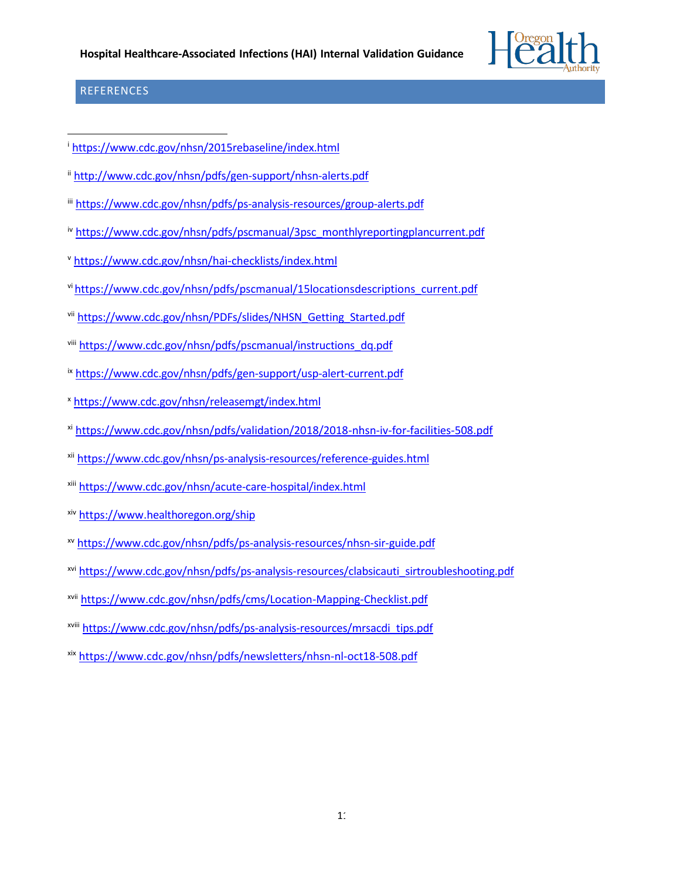## REFERENCES

[i] https://www.cdc.gov/nhsn/2015rebaseline/index.html

[ii] http://www.cdc.gov/nhsn/pdfs/gen-support/nhsn-alerts.pdf

[iii] https://www.cdc.gov/nhsn/pdfs/ps-analysis-resources/group-alerts.pdf

[iv] https://www.cdc.gov/nhsn/pdfs/pscmanual/3psc_monthlyreportingplancurrent.pdf

[v] https://www.cdc.gov/nhsn/hai-checklists/index.html

[vi] https://www.cdc.gov/nhsn/pdfs/pscmanual/15locationsdescriptions_current.pdf

[vii] https://www.cdc.gov/nhsn/PDFs/slides/NHSN_Getting_Started.pdf

[viii] https://www.cdc.gov/nhsn/pdfs/pscmanual/instructions_dq.pdf

[ix] https://www.cdc.gov/nhsn/pdfs/gen-support/usp-alert-current.pdf

[x] https://www.cdc.gov/nhsn/releasemgt/index.html

[xi] https://www.cdc.gov/nhsn/pdfs/validation/2018/2018-nhsn-iv-for-facilities-508.pdf

[xii] https://www.cdc.gov/nhsn/ps-analysis-resources/reference-guides.html

[xiii] https://www.cdc.gov/nhsn/acute-care-hospital/index.html

[xiv] https://www.healthoregon.org/ship

[xv] https://www.cdc.gov/nhsn/pdfs/ps-analysis-resources/nhsn-sir-guide.pdf

[xvi] https://www.cdc.gov/nhsn/pdfs/ps-analysis-resources/clabsicauti_sirtroubleshooting.pdf

[xvii] https://www.cdc.gov/nhsn/pdfs/cms/Location-Mapping-Checklist.pdf

[xviii] https://www.cdc.gov/nhsn/pdfs/ps-analysis-resources/mrsacdi_tips.pdf

[xix] https://www.cdc.gov/nhsn/pdfs/newsletters/nhsn-nl-oct18-508.pdf